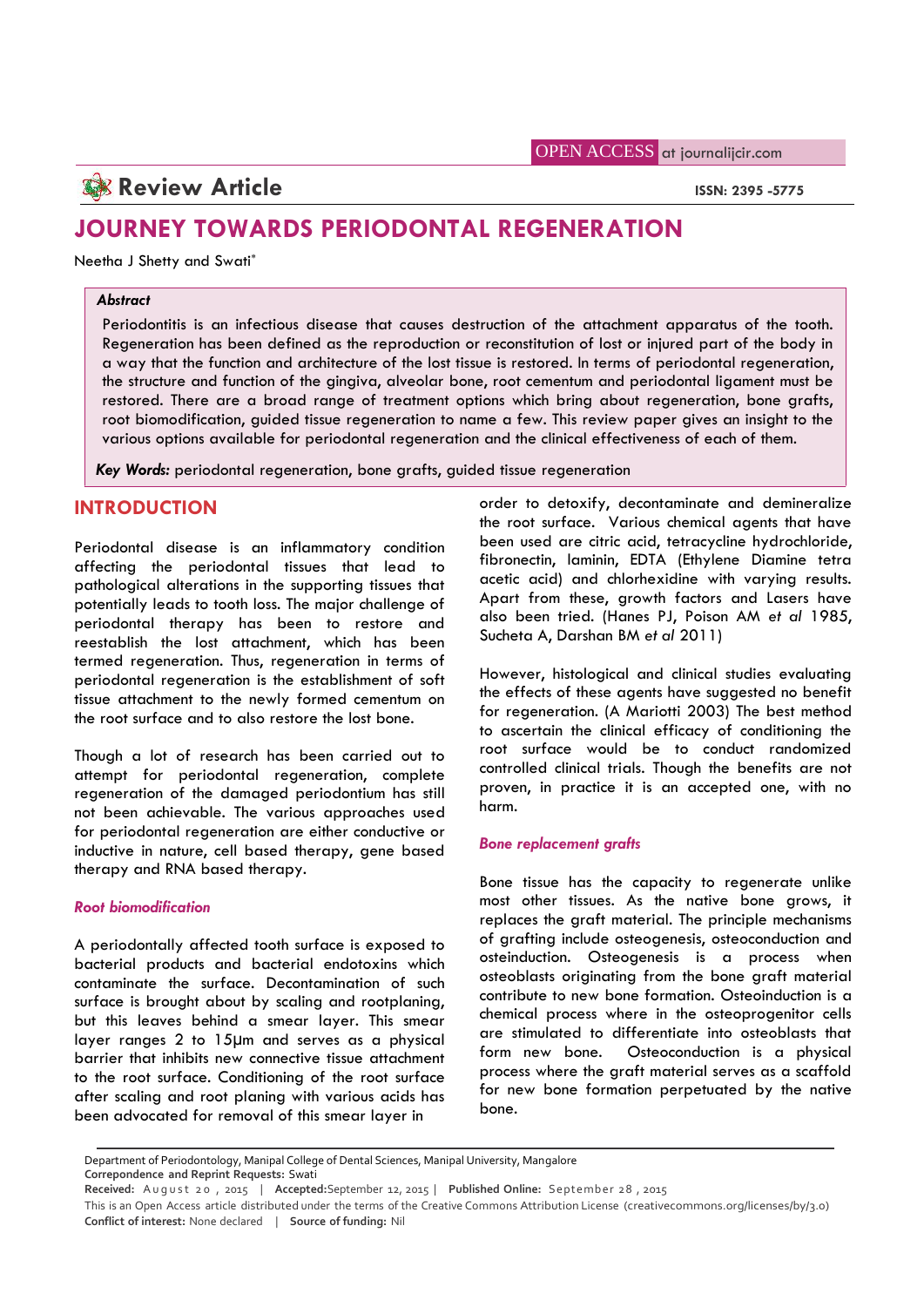OPEN ACCESS at journalijcir.com

**Review Article**

ISSN: 2395 -5775

# JOURNEY TOWARDS PERIODONTAL REGENERATION

Neetha J Shetty and Swati*

***Abstract***

Periodontitis is an infectious disease that causes destruction of the attachment apparatus of the tooth. Regeneration has been defined as the reproduction or reconstitution of lost or injured part of the body in a way that the function and architecture of the lost tissue is restored. In terms of periodontal regeneration, the structure and function of the gingiva, alveolar bone, root cementum and periodontal ligament must be restored. There are a broad range of treatment options which bring about regeneration, bone grafts, root biomodification, guided tissue regeneration to name a few. This review paper gives an insight to the various options available for periodontal regeneration and the clinical effectiveness of each of them.

***Key Words:*** periodontal regeneration, bone grafts, guided tissue regeneration

## INTRODUCTION

Periodontal disease is an inflammatory condition affecting the periodontal tissues that lead to pathological alterations in the supporting tissues that potentially leads to tooth loss. The major challenge of periodontal therapy has been to restore and reestablish the lost attachment, which has been termed regeneration. Thus, regeneration in terms of periodontal regeneration is the establishment of soft tissue attachment to the newly formed cementum on the root surface and to also restore the lost bone.

Though a lot of research has been carried out to attempt for periodontal regeneration, complete regeneration of the damaged periodontium has still not been achievable. The various approaches used for periodontal regeneration are either conductive or inductive in nature, cell based therapy, gene based therapy and RNA based therapy.

### *Root biomodification*

A periodontally affected tooth surface is exposed to bacterial products and bacterial endotoxins which contaminate the surface. Decontamination of such surface is brought about by scaling and rootplaning, but this leaves behind a smear layer. This smear layer ranges 2 to 15μm and serves as a physical barrier that inhibits new connective tissue attachment to the root surface. Conditioning of the root surface after scaling and root planing with various acids has been advocated for removal of this smear layer in order to detoxify, decontaminate and demineralize the root surface. Various chemical agents that have been used are citric acid, tetracycline hydrochloride, fibronectin, laminin, EDTA (Ethylene Diamine tetra acetic acid) and chlorhexidine with varying results. Apart from these, growth factors and Lasers have also been tried. (Hanes PJ, Poison AM *et al* 1985, Sucheta A, Darshan BM *et al* 2011)

However, histological and clinical studies evaluating the effects of these agents have suggested no benefit for regeneration. (A Mariotti 2003) The best method to ascertain the clinical efficacy of conditioning the root surface would be to conduct randomized controlled clinical trials. Though the benefits are not proven, in practice it is an accepted one, with no harm.

### *Bone replacement grafts*

Bone tissue has the capacity to regenerate unlike most other tissues. As the native bone grows, it replaces the graft material. The principle mechanisms of grafting include osteogenesis, osteoconduction and osteinduction. Osteogenesis is a process when osteoblasts originating from the bone graft material contribute to new bone formation. Osteoinduction is a chemical process where in the osteoprogenitor cells are stimulated to differentiate into osteoblasts that form new bone. Osteoconduction is a physical process where the graft material serves as a scaffold for new bone formation perpetuated by the native bone.

Department of Periodontology, Manipal College of Dental Sciences, Manipal University, Mangalore
**Correspondence and Reprint Requests:** Swati
**Received:** August 20, 2015 | **Accepted:** September 12, 2015 | **Published Online:** September 28, 2015
This is an Open Access article distributed under the terms of the Creative Commons Attribution License (creativecommons.org/licenses/by/3.0)
**Conflict of interest:** None declared | **Source of funding:** Nil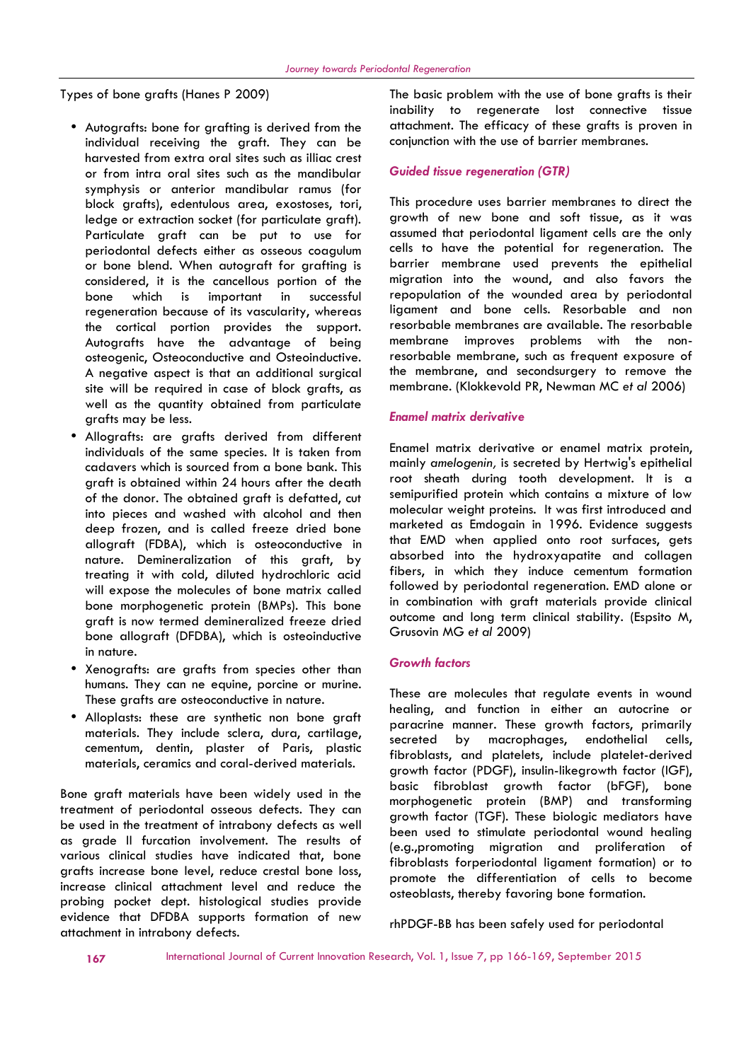Types of bone grafts (Hanes P 2009)

- Autografts: bone for grafting is derived from the individual receiving the graft. They can be harvested from extra oral sites such as illiac crest or from intra oral sites such as the mandibular symphysis or anterior mandibular ramus (for block grafts), edentulous area, exostoses, tori, ledge or extraction socket (for particulate graft). Particulate graft can be put to use for periodontal defects either as osseous coagulum or bone blend. When autograft for grafting is considered, it is the cancellous portion of the bone which is important in successful regeneration because of its vascularity, whereas the cortical portion provides the support. Autografts have the advantage of being osteogenic, Osteoconductive and Osteoinductive. A negative aspect is that an additional surgical site will be required in case of block grafts, as well as the quantity obtained from particulate grafts may be less.
- Allografts: are grafts derived from different individuals of the same species. It is taken from cadavers which is sourced from a bone bank. This graft is obtained within 24 hours after the death of the donor. The obtained graft is defatted, cut into pieces and washed with alcohol and then deep frozen, and is called freeze dried bone allograft (FDBA), which is osteoconductive in nature. Demineralization of this graft, by treating it with cold, diluted hydrochloric acid will expose the molecules of bone matrix called bone morphogenetic protein (BMPs). This bone graft is now termed demineralized freeze dried bone allograft (DFDBA), which is osteoinductive in nature.
- Xenografts: are grafts from species other than humans. They can ne equine, porcine or murine. These grafts are osteoconductive in nature.
- Alloplasts: these are synthetic non bone graft materials. They include sclera, dura, cartilage, cementum, dentin, plaster of Paris, plastic materials, ceramics and coral-derived materials.

Bone graft materials have been widely used in the treatment of periodontal osseous defects. They can be used in the treatment of intrabony defects as well as grade II furcation involvement. The results of various clinical studies have indicated that, bone grafts increase bone level, reduce crestal bone loss, increase clinical attachment level and reduce the probing pocket dept. histological studies provide evidence that DFDBA supports formation of new attachment in intrabony defects.

The basic problem with the use of bone grafts is their inability to regenerate lost connective tissue attachment. The efficacy of these grafts is proven in conjunction with the use of barrier membranes.

### Guided tissue regeneration (GTR)

This procedure uses barrier membranes to direct the growth of new bone and soft tissue, as it was assumed that periodontal ligament cells are the only cells to have the potential for regeneration. The barrier membrane used prevents the epithelial migration into the wound, and also favors the repopulation of the wounded area by periodontal ligament and bone cells. Resorbable and non resorbable membranes are available. The resorbable membrane improves problems with the non-resorbable membrane, such as frequent exposure of the membrane, and secondsurgery to remove the membrane. (Klokkevold PR, Newman MC *et al* 2006)

### Enamel matrix derivative

Enamel matrix derivative or enamel matrix protein, mainly *amelogenin,* is secreted by Hertwig's epithelial root sheath during tooth development. It is a semipurified protein which contains a mixture of low molecular weight proteins. It was first introduced and marketed as Emdogain in 1996. Evidence suggests that EMD when applied onto root surfaces, gets absorbed into the hydroxyapatite and collagen fibers, in which they induce cementum formation followed by periodontal regeneration. EMD alone or in combination with graft materials provide clinical outcome and long term clinical stability. (Espsito M, Grusovin MG *et al* 2009)

### Growth factors

These are molecules that regulate events in wound healing, and function in either an autocrine or paracrine manner. These growth factors, primarily secreted by macrophages, endothelial cells, fibroblasts, and platelets, include platelet-derived growth factor (PDGF), insulin-likegrowth factor (IGF), basic fibroblast growth factor (bFGF), bone morphogenetic protein (BMP) and transforming growth factor (TGF). These biologic mediators have been used to stimulate periodontal wound healing (e.g.,promoting migration and proliferation of fibroblasts forperiodontal ligament formation) or to promote the differentiation of cells to become osteoblasts, thereby favoring bone formation.

rhPDGF-BB has been safely used for periodontal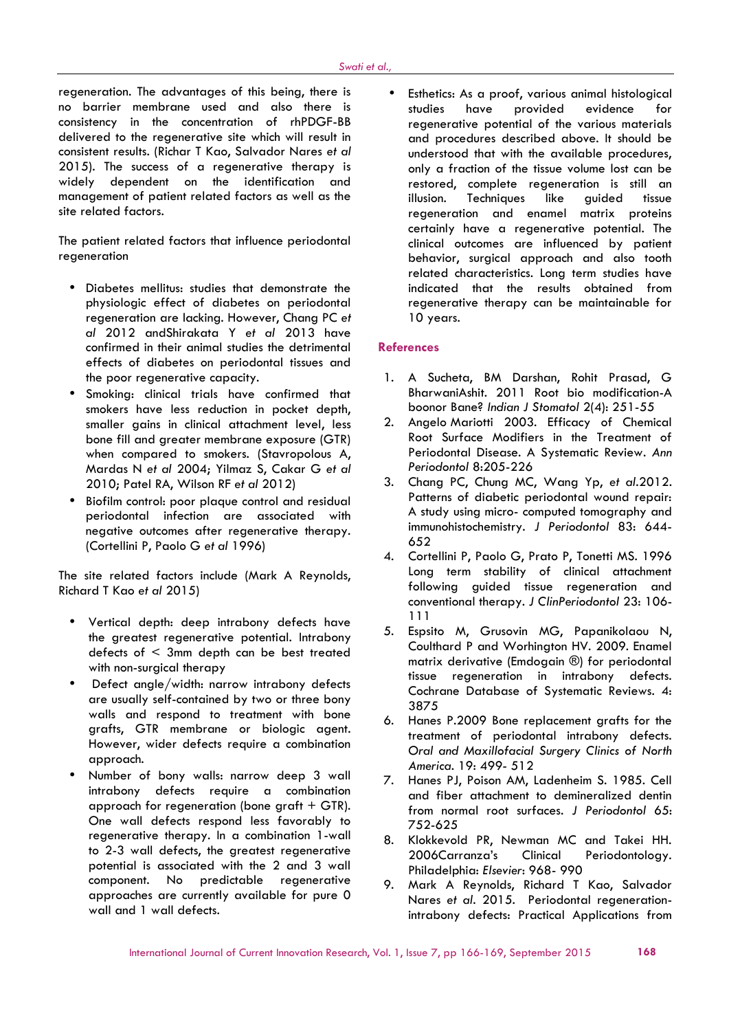regeneration. The advantages of this being, there is no barrier membrane used and also there is consistency in the concentration of rhPDGF-BB delivered to the regenerative site which will result in consistent results. (Richar T Kao, Salvador Nares *et al* 2015). The success of a regenerative therapy is widely dependent on the identification and management of patient related factors as well as the site related factors.

The patient related factors that influence periodontal regeneration

- Diabetes mellitus: studies that demonstrate the physiologic effect of diabetes on periodontal regeneration are lacking. However, Chang PC *et al* 2012 andShirakata Y *et al* 2013 have confirmed in their animal studies the detrimental effects of diabetes on periodontal tissues and the poor regenerative capacity.
- Smoking: clinical trials have confirmed that smokers have less reduction in pocket depth, smaller gains in clinical attachment level, less bone fill and greater membrane exposure (GTR) when compared to smokers. (Stavropolous A, Mardas N *et al* 2004; Yilmaz S, Cakar G *et al* 2010; Patel RA, Wilson RF *et al* 2012)
- Biofilm control: poor plaque control and residual periodontal infection are associated with negative outcomes after regenerative therapy. (Cortellini P, Paolo G *et al* 1996)

The site related factors include (Mark A Reynolds, Richard T Kao *et al* 2015)

- Vertical depth: deep intrabony defects have the greatest regenerative potential. Intrabony defects of < 3mm depth can be best treated with non-surgical therapy
- Defect angle/width: narrow intrabony defects are usually self-contained by two or three bony walls and respond to treatment with bone grafts, GTR membrane or biologic agent. However, wider defects require a combination approach.
- Number of bony walls: narrow deep 3 wall intrabony defects require a combination approach for regeneration (bone graft + GTR). One wall defects respond less favorably to regenerative therapy. In a combination 1-wall to 2-3 wall defects, the greatest regenerative potential is associated with the 2 and 3 wall component. No predictable regenerative approaches are currently available for pure 0 wall and 1 wall defects.
- Esthetics: As a proof, various animal histological studies have provided evidence for regenerative potential of the various materials and procedures described above. It should be understood that with the available procedures, only a fraction of the tissue volume lost can be restored, complete regeneration is still an illusion. Techniques like guided tissue regeneration and enamel matrix proteins certainly have a regenerative potential. The clinical outcomes are influenced by patient behavior, surgical approach and also tooth related characteristics. Long term studies have indicated that the results obtained from regenerative therapy can be maintainable for 10 years.

## References

1. A Sucheta, BM Darshan, Rohit Prasad, G BharwaniAshit. 2011 Root bio modification-A boonor Bane? *Indian J Stomatol* 2(4): 251-55
2. Angelo Mariotti 2003. Efficacy of Chemical Root Surface Modifiers in the Treatment of Periodontal Disease. A Systematic Review. *Ann Periodontol* 8:205-226
3. Chang PC, Chung MC, Wang Yp, *et al*.2012. Patterns of diabetic periodontal wound repair: A study using micro- computed tomography and immunohistochemistry. *J Periodontol* 83: 644-652
4. Cortellini P, Paolo G, Prato P, Tonetti MS. 1996 Long term stability of clinical attachment following guided tissue regeneration and conventional therapy. *J ClinPeriodontol* 23: 106-111
5. Espsito M, Grusovin MG, Papanikolaou N, Coulthard P and Worhington HV. 2009. Enamel matrix derivative (Emdogain ®) for periodontal tissue regeneration in intrabony defects. Cochrane Database of Systematic Reviews. 4: 3875
6. Hanes P.2009 Bone replacement grafts for the treatment of periodontal intrabony defects. *Oral and Maxillofacial Surgery Clinics of North America*. 19: 499- 512
7. Hanes PJ, Poison AM, Ladenheim S. 1985. Cell and fiber attachment to demineralized dentin from normal root surfaces. *J Periodontol* 65: 752-625
8. Klokkevold PR, Newman MC and Takei HH. 2006Carranza's Clinical Periodontology. Philadelphia: *Elsevier*: 968- 990
9. Mark A Reynolds, Richard T Kao, Salvador Nares *et al*. 2015. Periodontal regeneration-intrabony defects: Practical Applications from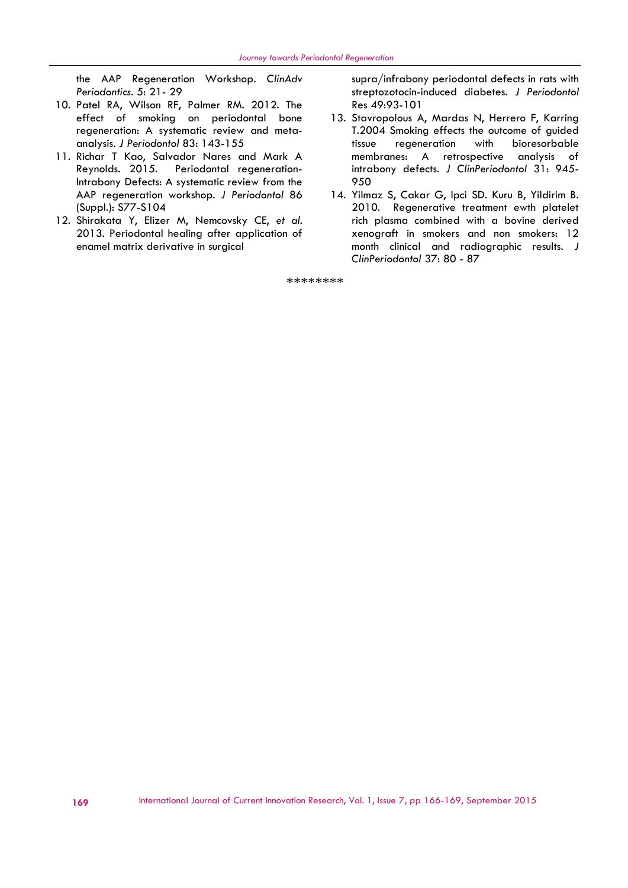the AAP Regeneration Workshop. *ClinAdv Periodontics*. 5: 21- 29

10. Patel RA, Wilson RF, Palmer RM. 2012. The effect of smoking on periodontal bone regeneration: A systematic review and meta-analysis. *J Periodontol* 83: 143-155
11. Richar T Kao, Salvador Nares and Mark A Reynolds. 2015. Periodontal regeneration- Intrabony Defects: A systematic review from the AAP regeneration workshop. *J Periodontol* 86 (Suppl.): S77-S104
12. Shirakata Y, Elizer M, Nemcovsky CE, *et al*. 2013. Periodontal healing after application of enamel matrix derivative in surgical supra/infrabony periodontal defects in rats with streptozotocin-induced diabetes. *J Periodontol* Res 49:93-101
13. Stavropolous A, Mardas N, Herrero F, Karring T.2004 Smoking effects the outcome of guided tissue regeneration with bioresorbable membranes: A retrospective analysis of intrabony defects. *J ClinPeriodontol* 31: 945-950
14. Yilmaz S, Cakar G, Ipci SD. Kuru B, Yildirim B. 2010. Regenerative treatment ewth platelet rich plasma combined with a bovine derived xenograft in smokers and non smokers: 12 month clinical and radiographic results. *J ClinPeriodontol* 37: 80 - 87

********